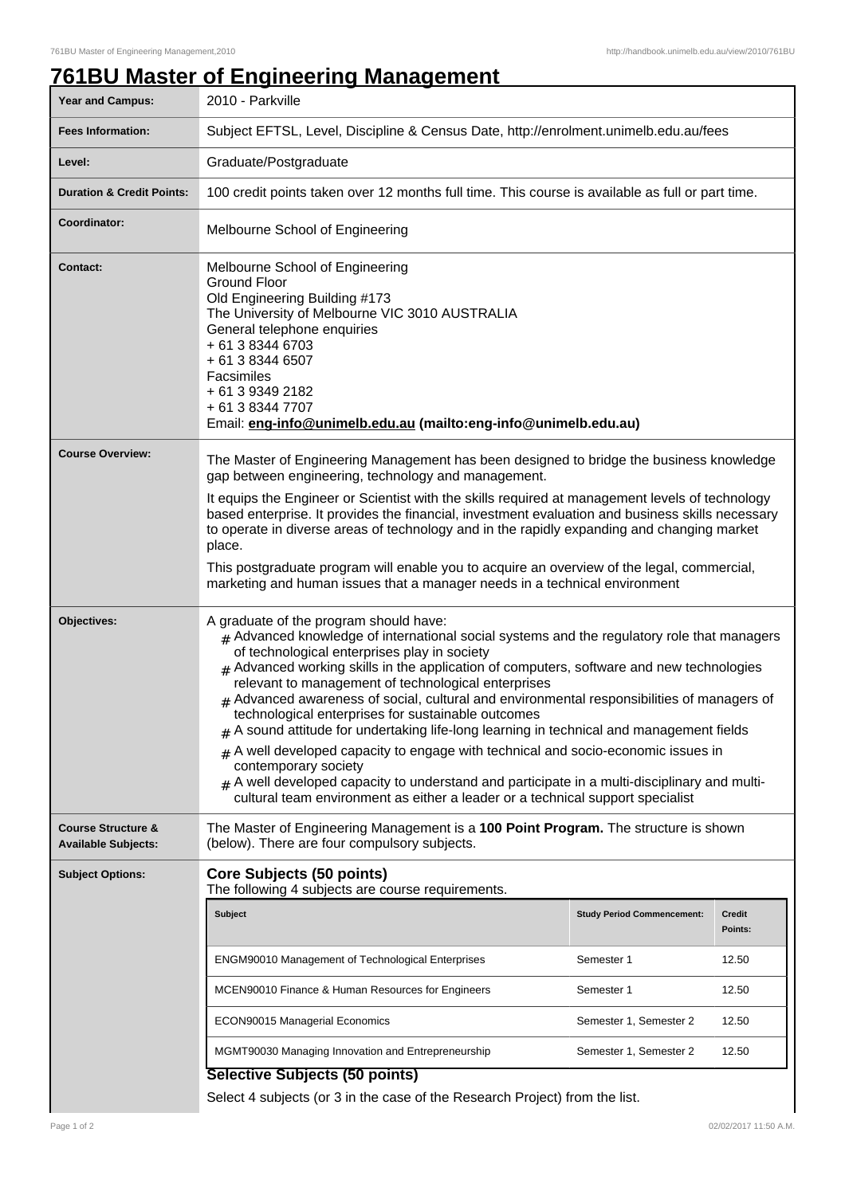# 761BU Master of Engineering Management

| | |
|---|---|
| **Year and Campus:** | 2010 - Parkville |
| **Fees Information:** | Subject EFTSL, Level, Discipline & Census Date, http://enrolment.unimelb.edu.au/fees |
| **Level:** | Graduate/Postgraduate |
| **Duration & Credit Points:** | 100 credit points taken over 12 months full time. This course is available as full or part time. |
| **Coordinator:** | Melbourne School of Engineering |
| **Contact:** | Melbourne School of Engineering<br>Ground Floor<br>Old Engineering Building #173<br>The University of Melbourne VIC 3010 AUSTRALIA<br>General telephone enquiries<br>+ 61 3 8344 6703<br>+ 61 3 8344 6507<br>Facsimiles<br>+ 61 3 9349 2182<br>+ 61 3 8344 7707<br>Email: **eng-info@unimelb.edu.au (mailto:eng-info@unimelb.edu.au)** |
| **Course Overview:** | The Master of Engineering Management has been designed to bridge the business knowledge gap between engineering, technology and management.<br>It equips the Engineer or Scientist with the skills required at management levels of technology based enterprise. It provides the financial, investment evaluation and business skills necessary to operate in diverse areas of technology and in the rapidly expanding and changing market place.<br>This postgraduate program will enable you to acquire an overview of the legal, commercial, marketing and human issues that a manager needs in a technical environment |
| **Objectives:** | A graduate of the program should have:<br># Advanced knowledge of international social systems and the regulatory role that managers of technological enterprises play in society<br># Advanced working skills in the application of computers, software and new technologies relevant to management of technological enterprises<br># Advanced awareness of social, cultural and environmental responsibilities of managers of technological enterprises for sustainable outcomes<br># A sound attitude for undertaking life-long learning in technical and management fields<br># A well developed capacity to engage with technical and socio-economic issues in contemporary society<br># A well developed capacity to understand and participate in a multi-disciplinary and multi-cultural team environment as either a leader or a technical support specialist |
| **Course Structure & Available Subjects:** | The Master of Engineering Management is a **100 Point Program.** The structure is shown (below). There are four compulsory subjects. |
| **Subject Options:** | **Core Subjects (50 points)**<br>The following 4 subjects are course requirements. |

| Subject | Study Period Commencement: | Credit Points: |
|---|---|---|
| ENGM90010 Management of Technological Enterprises | Semester 1 | 12.50 |
| MCEN90010 Finance & Human Resources for Engineers | Semester 1 | 12.50 |
| ECON90015 Managerial Economics | Semester 1, Semester 2 | 12.50 |
| MGMT90030 Managing Innovation and Entrepreneurship | Semester 1, Semester 2 | 12.50 |

**Selective Subjects (50 points)**

Select 4 subjects (or 3 in the case of the Research Project) from the list.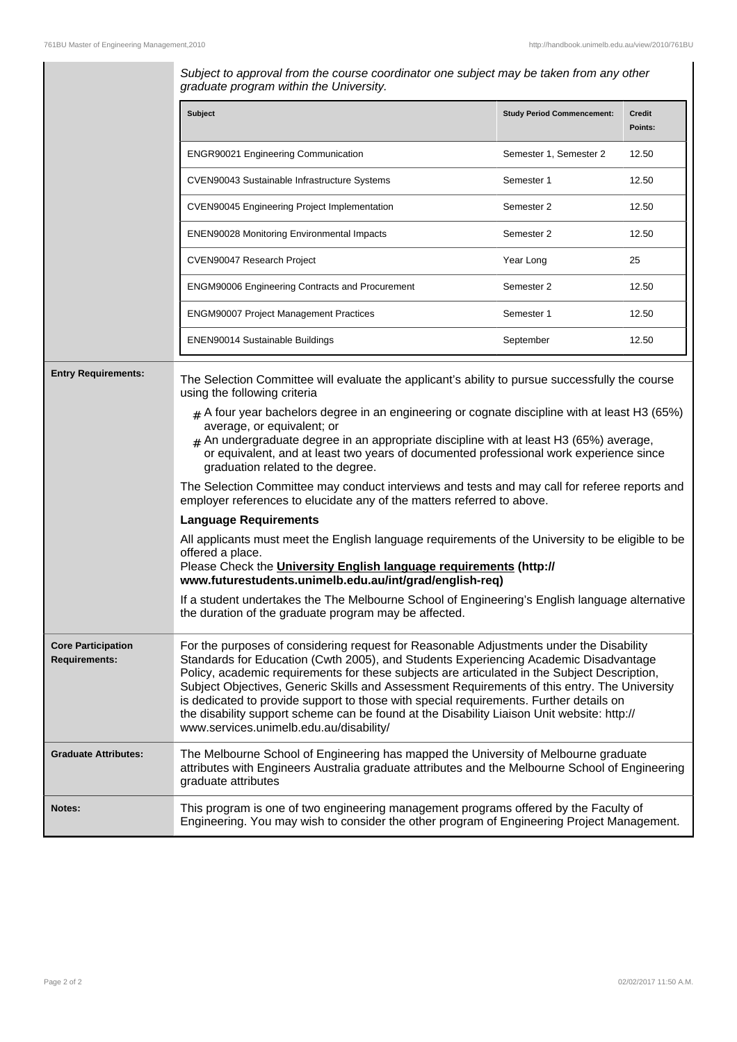*Subject to approval from the course coordinator one subject may be taken from any other graduate program within the University.*

| Subject | Study Period Commencement: | Credit Points: |
| --- | --- | --- |
| ENGR90021 Engineering Communication | Semester 1, Semester 2 | 12.50 |
| CVEN90043 Sustainable Infrastructure Systems | Semester 1 | 12.50 |
| CVEN90045 Engineering Project Implementation | Semester 2 | 12.50 |
| ENEN90028 Monitoring Environmental Impacts | Semester 2 | 12.50 |
| CVEN90047 Research Project | Year Long | 25 |
| ENGM90006 Engineering Contracts and Procurement | Semester 2 | 12.50 |
| ENGM90007 Project Management Practices | Semester 1 | 12.50 |
| ENEN90014 Sustainable Buildings | September | 12.50 |

**Entry Requirements:**

The Selection Committee will evaluate the applicant's ability to pursue successfully the course using the following criteria

- A four year bachelors degree in an engineering or cognate discipline with at least H3 (65%) average, or equivalent; or
- An undergraduate degree in an appropriate discipline with at least H3 (65%) average, or equivalent, and at least two years of documented professional work experience since graduation related to the degree.

The Selection Committee may conduct interviews and tests and may call for referee reports and employer references to elucidate any of the matters referred to above.

**Language Requirements**

All applicants must meet the English language requirements of the University to be eligible to be offered a place.
Please Check the **University English language requirements (http:// www.futurestudents.unimelb.edu.au/int/grad/english-req)**

If a student undertakes the The Melbourne School of Engineering's English language alternative the duration of the graduate program may be affected.

**Core Participation Requirements:**

For the purposes of considering request for Reasonable Adjustments under the Disability Standards for Education (Cwth 2005), and Students Experiencing Academic Disadvantage Policy, academic requirements for these subjects are articulated in the Subject Description, Subject Objectives, Generic Skills and Assessment Requirements of this entry. The University is dedicated to provide support to those with special requirements. Further details on the disability support scheme can be found at the Disability Liaison Unit website: http:// www.services.unimelb.edu.au/disability/

**Graduate Attributes:**

The Melbourne School of Engineering has mapped the University of Melbourne graduate attributes with Engineers Australia graduate attributes and the Melbourne School of Engineering graduate attributes

**Notes:**

This program is one of two engineering management programs offered by the Faculty of Engineering. You may wish to consider the other program of Engineering Project Management.